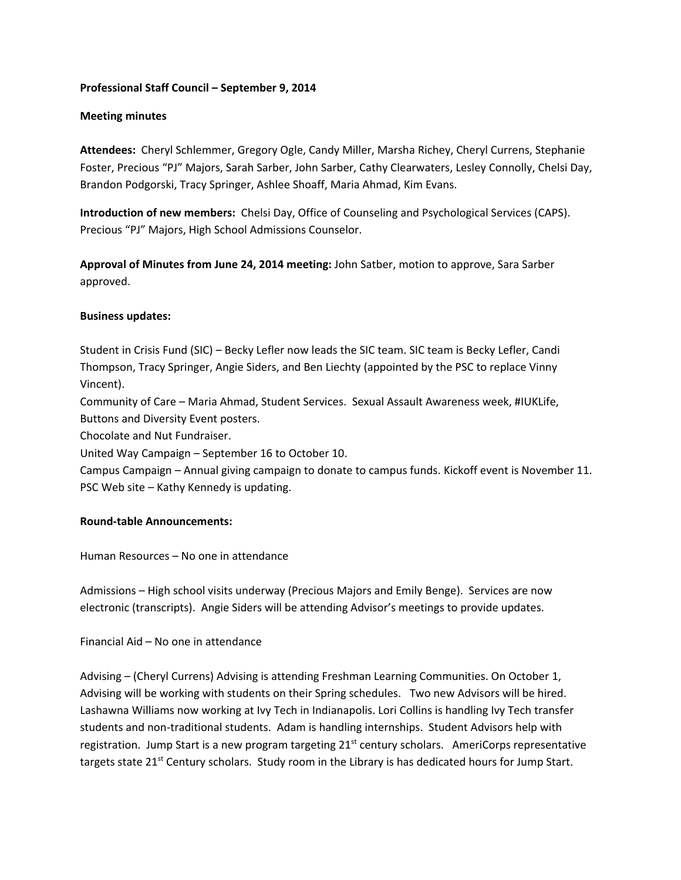**Professional Staff Council – September 9, 2014**

**Meeting minutes**

**Attendees:** Cheryl Schlemmer, Gregory Ogle, Candy Miller, Marsha Richey, Cheryl Currens, Stephanie Foster, Precious "PJ" Majors, Sarah Sarber, John Sarber, Cathy Clearwaters, Lesley Connolly, Chelsi Day, Brandon Podgorski, Tracy Springer, Ashlee Shoaff, Maria Ahmad, Kim Evans.

**Introduction of new members:** Chelsi Day, Office of Counseling and Psychological Services (CAPS). Precious "PJ" Majors, High School Admissions Counselor.

**Approval of Minutes from June 24, 2014 meeting:** John Satber, motion to approve, Sara Sarber approved.

**Business updates:**

Student in Crisis Fund (SIC) – Becky Lefler now leads the SIC team. SIC team is Becky Lefler, Candi Thompson, Tracy Springer, Angie Siders, and Ben Liechty (appointed by the PSC to replace Vinny Vincent).
Community of Care – Maria Ahmad, Student Services. Sexual Assault Awareness week, #IUKLife, Buttons and Diversity Event posters.
Chocolate and Nut Fundraiser.
United Way Campaign – September 16 to October 10.
Campus Campaign – Annual giving campaign to donate to campus funds. Kickoff event is November 11.
PSC Web site – Kathy Kennedy is updating.

**Round-table Announcements:**

Human Resources – No one in attendance

Admissions – High school visits underway (Precious Majors and Emily Benge). Services are now electronic (transcripts). Angie Siders will be attending Advisor's meetings to provide updates.

Financial Aid – No one in attendance

Advising – (Cheryl Currens) Advising is attending Freshman Learning Communities. On October 1, Advising will be working with students on their Spring schedules. Two new Advisors will be hired. Lashawna Williams now working at Ivy Tech in Indianapolis. Lori Collins is handling Ivy Tech transfer students and non-traditional students. Adam is handling internships. Student Advisors help with registration. Jump Start is a new program targeting 21st century scholars. AmeriCorps representative targets state 21st Century scholars. Study room in the Library is has dedicated hours for Jump Start.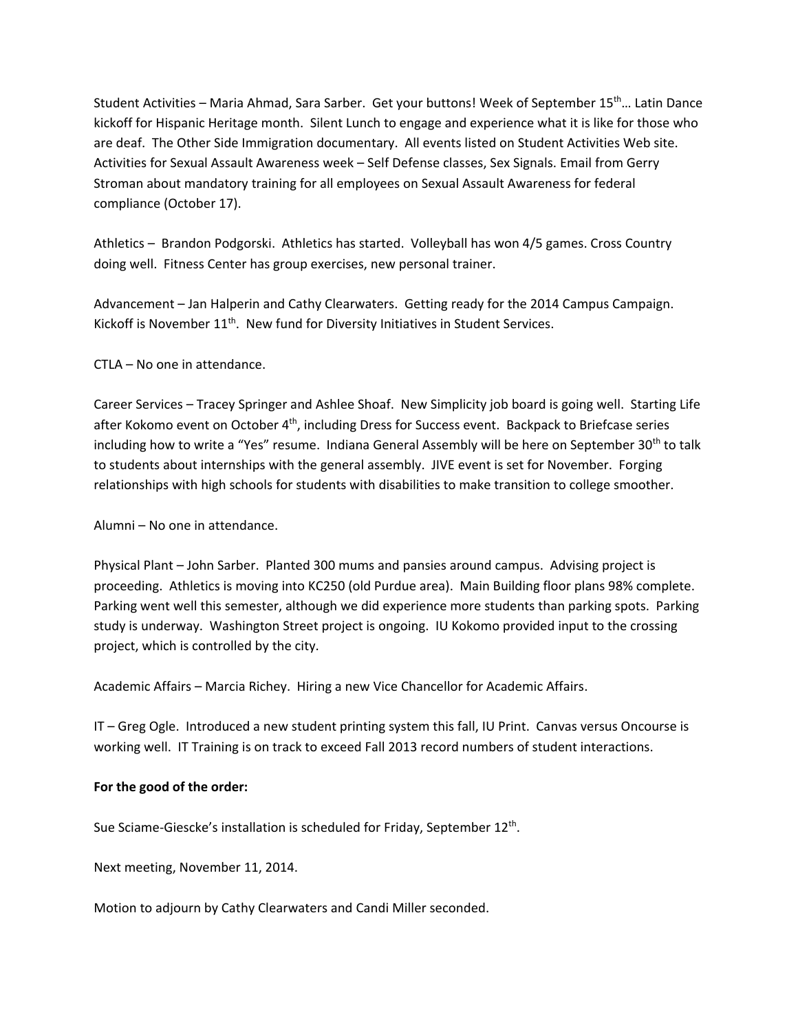Student Activities – Maria Ahmad, Sara Sarber. Get your buttons! Week of September 15th… Latin Dance kickoff for Hispanic Heritage month. Silent Lunch to engage and experience what it is like for those who are deaf. The Other Side Immigration documentary. All events listed on Student Activities Web site. Activities for Sexual Assault Awareness week – Self Defense classes, Sex Signals. Email from Gerry Stroman about mandatory training for all employees on Sexual Assault Awareness for federal compliance (October 17).

Athletics – Brandon Podgorski. Athletics has started. Volleyball has won 4/5 games. Cross Country doing well. Fitness Center has group exercises, new personal trainer.

Advancement – Jan Halperin and Cathy Clearwaters. Getting ready for the 2014 Campus Campaign. Kickoff is November 11th. New fund for Diversity Initiatives in Student Services.

CTLA – No one in attendance.

Career Services – Tracey Springer and Ashlee Shoaf. New Simplicity job board is going well. Starting Life after Kokomo event on October 4th, including Dress for Success event. Backpack to Briefcase series including how to write a "Yes" resume. Indiana General Assembly will be here on September 30th to talk to students about internships with the general assembly. JIVE event is set for November. Forging relationships with high schools for students with disabilities to make transition to college smoother.

Alumni – No one in attendance.

Physical Plant – John Sarber. Planted 300 mums and pansies around campus. Advising project is proceeding. Athletics is moving into KC250 (old Purdue area). Main Building floor plans 98% complete. Parking went well this semester, although we did experience more students than parking spots. Parking study is underway. Washington Street project is ongoing. IU Kokomo provided input to the crossing project, which is controlled by the city.

Academic Affairs – Marcia Richey. Hiring a new Vice Chancellor for Academic Affairs.

IT – Greg Ogle. Introduced a new student printing system this fall, IU Print. Canvas versus Oncourse is working well. IT Training is on track to exceed Fall 2013 record numbers of student interactions.

**For the good of the order:**

Sue Sciame-Giescke's installation is scheduled for Friday, September 12th.

Next meeting, November 11, 2014.

Motion to adjourn by Cathy Clearwaters and Candi Miller seconded.